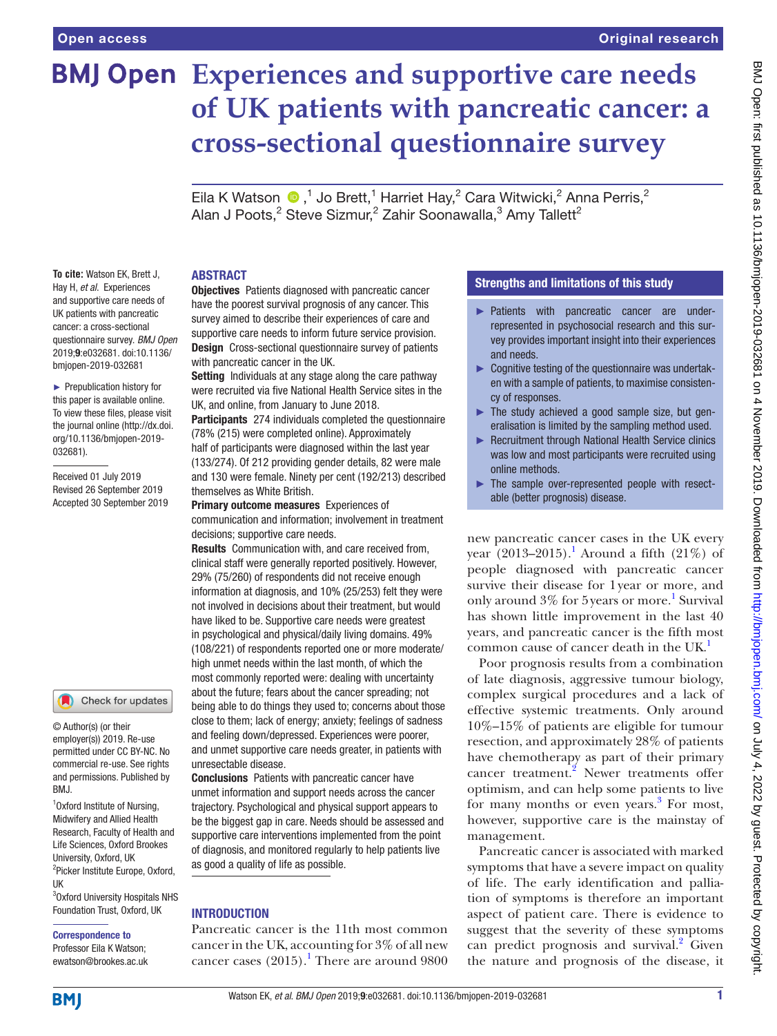# Experiences and supportive care needs of UK patients with pancreatic cancer: a cross-sectional questionnaire survey

Eila K Watson,[1] Jo Brett,[1] Harriet Hay,[2] Cara Witwicki,[2] Anna Perris,[2] Alan J Poots,[2] Steve Sizmur,[2] Zahir Soonawalla,[3] Amy Tallett[2]

**To cite:** Watson EK, Brett J, Hay H, *et al*. Experiences and supportive care needs of UK patients with pancreatic cancer: a cross-sectional questionnaire survey. *BMJ Open* 2019;**9**:e032681. doi:10.1136/bmjopen-2019-032681

► Prepublication history for this paper is available online. To view these files, please visit the journal online (http://dx.doi.org/10.1136/bmjopen-2019-032681).

Received 01 July 2019
Revised 26 September 2019
Accepted 30 September 2019

© Author(s) (or their employer(s)) 2019. Re-use permitted under CC BY-NC. No commercial re-use. See rights and permissions. Published by BMJ.

[1]Oxford Institute of Nursing, Midwifery and Allied Health Research, Faculty of Health and Life Sciences, Oxford Brookes University, Oxford, UK
[2]Picker Institute Europe, Oxford, UK
[3]Oxford University Hospitals NHS Foundation Trust, Oxford, UK

**Correspondence to**
Professor Eila K Watson; ewatson@brookes.ac.uk

## ABSTRACT

**Objectives** Patients diagnosed with pancreatic cancer have the poorest survival prognosis of any cancer. This survey aimed to describe their experiences of care and supportive care needs to inform future service provision.

**Design** Cross-sectional questionnaire survey of patients with pancreatic cancer in the UK.

**Setting** Individuals at any stage along the care pathway were recruited via five National Health Service sites in the UK, and online, from January to June 2018.

**Participants** 274 individuals completed the questionnaire (78% (215) were completed online). Approximately half of participants were diagnosed within the last year (133/274). Of 212 providing gender details, 82 were male and 130 were female. Ninety per cent (192/213) described themselves as White British.

**Primary outcome measures** Experiences of communication and information; involvement in treatment decisions; supportive care needs.

**Results** Communication with, and care received from, clinical staff were generally reported positively. However, 29% (75/260) of respondents did not receive enough information at diagnosis, and 10% (25/253) felt they were not involved in decisions about their treatment, but would have liked to be. Supportive care needs were greatest in psychological and physical/daily living domains. 49% (108/221) of respondents reported one or more moderate/high unmet needs within the last month, of which the most commonly reported were: dealing with uncertainty about the future; fears about the cancer spreading; not being able to do things they used to; concerns about those close to them; lack of energy; anxiety; feelings of sadness and feeling down/depressed. Experiences were poorer, and unmet supportive care needs greater, in patients with unresectable disease.

**Conclusions** Patients with pancreatic cancer have unmet information and support needs across the cancer trajectory. Psychological and physical support appears to be the biggest gap in care. Needs should be assessed and supportive care interventions implemented from the point of diagnosis, and monitored regularly to help patients live as good a quality of life as possible.

## Strengths and limitations of this study

- ► Patients with pancreatic cancer are under-represented in psychosocial research and this survey provides important insight into their experiences and needs.
- ► Cognitive testing of the questionnaire was undertaken with a sample of patients, to maximise consistency of responses.
- ► The study achieved a good sample size, but generalisation is limited by the sampling method used.
- ► Recruitment through National Health Service clinics was low and most participants were recruited using online methods.
- ► The sample over-represented people with resectable (better prognosis) disease.

## INTRODUCTION

Pancreatic cancer is the 11th most common cancer in the UK, accounting for 3% of all new cancer cases (2015).[1] There are around 9800 new pancreatic cancer cases in the UK every year (2013–2015).[1] Around a fifth (21%) of people diagnosed with pancreatic cancer survive their disease for 1 year or more, and only around 3% for 5 years or more.[1] Survival has shown little improvement in the last 40 years, and pancreatic cancer is the fifth most common cause of cancer death in the UK.[1]

Poor prognosis results from a combination of late diagnosis, aggressive tumour biology, complex surgical procedures and a lack of effective systemic treatments. Only around 10%–15% of patients are eligible for tumour resection, and approximately 28% of patients have chemotherapy as part of their primary cancer treatment.[2] Newer treatments offer optimism, and can help some patients to live for many months or even years.[3] For most, however, supportive care is the mainstay of management.

Pancreatic cancer is associated with marked symptoms that have a severe impact on quality of life. The early identification and palliation of symptoms is therefore an important aspect of patient care. There is evidence to suggest that the severity of these symptoms can predict prognosis and survival.[2] Given the nature and prognosis of the disease, it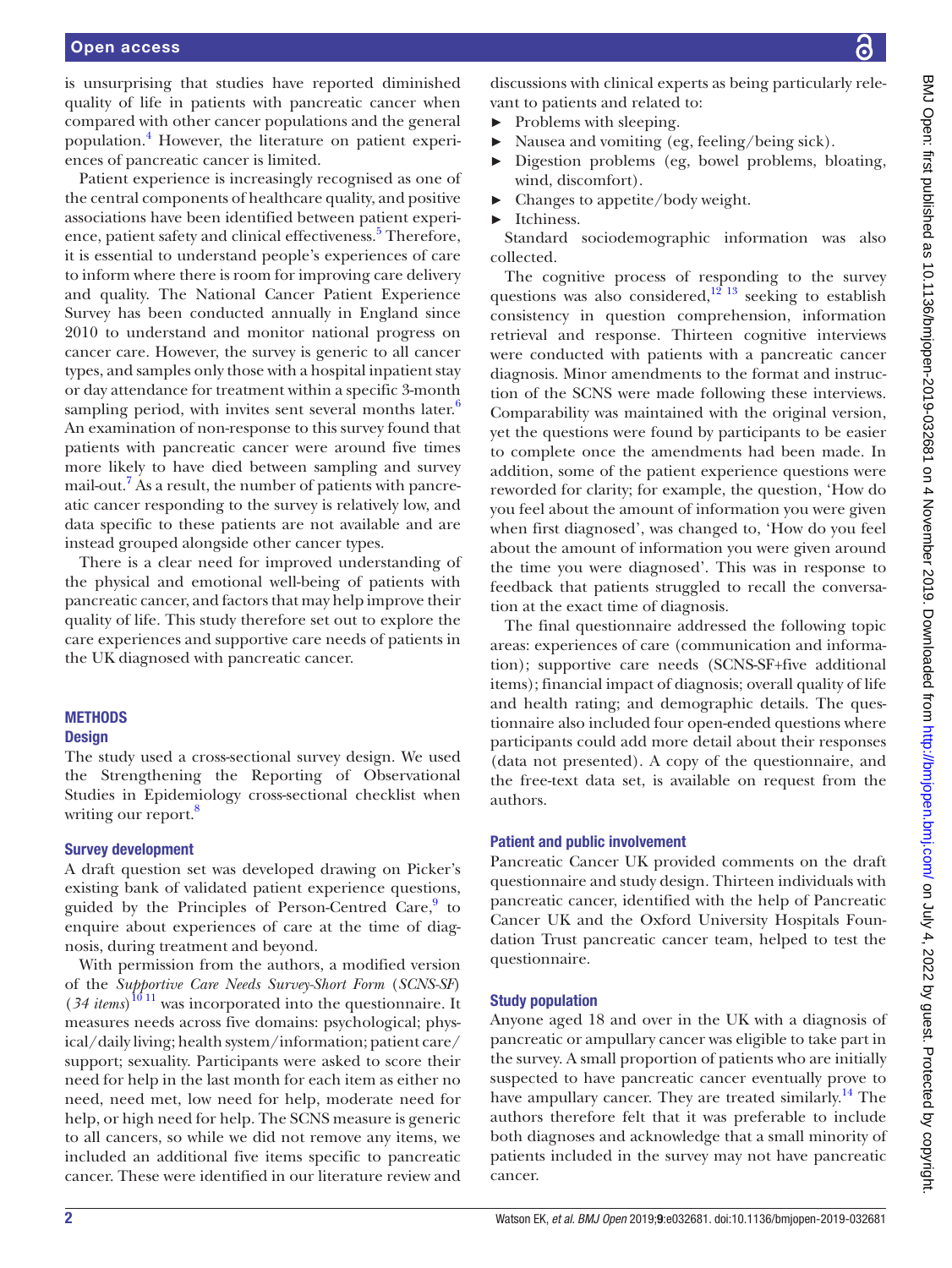is unsurprising that studies have reported diminished quality of life in patients with pancreatic cancer when compared with other cancer populations and the general population.[4] However, the literature on patient experiences of pancreatic cancer is limited.

Patient experience is increasingly recognised as one of the central components of healthcare quality, and positive associations have been identified between patient experience, patient safety and clinical effectiveness.[5] Therefore, it is essential to understand people's experiences of care to inform where there is room for improving care delivery and quality. The National Cancer Patient Experience Survey has been conducted annually in England since 2010 to understand and monitor national progress on cancer care. However, the survey is generic to all cancer types, and samples only those with a hospital inpatient stay or day attendance for treatment within a specific 3-month sampling period, with invites sent several months later.[6] An examination of non-response to this survey found that patients with pancreatic cancer were around five times more likely to have died between sampling and survey mail-out.[7] As a result, the number of patients with pancreatic cancer responding to the survey is relatively low, and data specific to these patients are not available and are instead grouped alongside other cancer types.

There is a clear need for improved understanding of the physical and emotional well-being of patients with pancreatic cancer, and factors that may help improve their quality of life. This study therefore set out to explore the care experiences and supportive care needs of patients in the UK diagnosed with pancreatic cancer.

## METHODS

### Design

The study used a cross-sectional survey design. We used the Strengthening the Reporting of Observational Studies in Epidemiology cross-sectional checklist when writing our report.[8]

### Survey development

A draft question set was developed drawing on Picker's existing bank of validated patient experience questions, guided by the Principles of Person-Centred Care,[9] to enquire about experiences of care at the time of diagnosis, during treatment and beyond.

With permission from the authors, a modified version of the *Supportive Care Needs Survey-Short Form* (*SCNS-SF*) (*34 items*)[10,11] was incorporated into the questionnaire. It measures needs across five domains: psychological; physical/daily living; health system/information; patient care/support; sexuality. Participants were asked to score their need for help in the last month for each item as either no need, need met, low need for help, moderate need for help, or high need for help. The SCNS measure is generic to all cancers, so while we did not remove any items, we included an additional five items specific to pancreatic cancer. These were identified in our literature review and discussions with clinical experts as being particularly relevant to patients and related to:

- Problems with sleeping.
- Nausea and vomiting (eg, feeling/being sick).
- Digestion problems (eg, bowel problems, bloating, wind, discomfort).
- Changes to appetite/body weight.
- Itchiness.

Standard sociodemographic information was also collected.

The cognitive process of responding to the survey questions was also considered,[12,13] seeking to establish consistency in question comprehension, information retrieval and response. Thirteen cognitive interviews were conducted with patients with a pancreatic cancer diagnosis. Minor amendments to the format and instruction of the SCNS were made following these interviews. Comparability was maintained with the original version, yet the questions were found by participants to be easier to complete once the amendments had been made. In addition, some of the patient experience questions were reworded for clarity; for example, the question, 'How do you feel about the amount of information you were given when first diagnosed', was changed to, 'How do you feel about the amount of information you were given around the time you were diagnosed'. This was in response to feedback that patients struggled to recall the conversation at the exact time of diagnosis.

The final questionnaire addressed the following topic areas: experiences of care (communication and information); supportive care needs (SCNS-SF+five additional items); financial impact of diagnosis; overall quality of life and health rating; and demographic details. The questionnaire also included four open-ended questions where participants could add more detail about their responses (data not presented). A copy of the questionnaire, and the free-text data set, is available on request from the authors.

### Patient and public involvement

Pancreatic Cancer UK provided comments on the draft questionnaire and study design. Thirteen individuals with pancreatic cancer, identified with the help of Pancreatic Cancer UK and the Oxford University Hospitals Foundation Trust pancreatic cancer team, helped to test the questionnaire.

### Study population

Anyone aged 18 and over in the UK with a diagnosis of pancreatic or ampullary cancer was eligible to take part in the survey. A small proportion of patients who are initially suspected to have pancreatic cancer eventually prove to have ampullary cancer. They are treated similarly.[14] The authors therefore felt that it was preferable to include both diagnoses and acknowledge that a small minority of patients included in the survey may not have pancreatic cancer.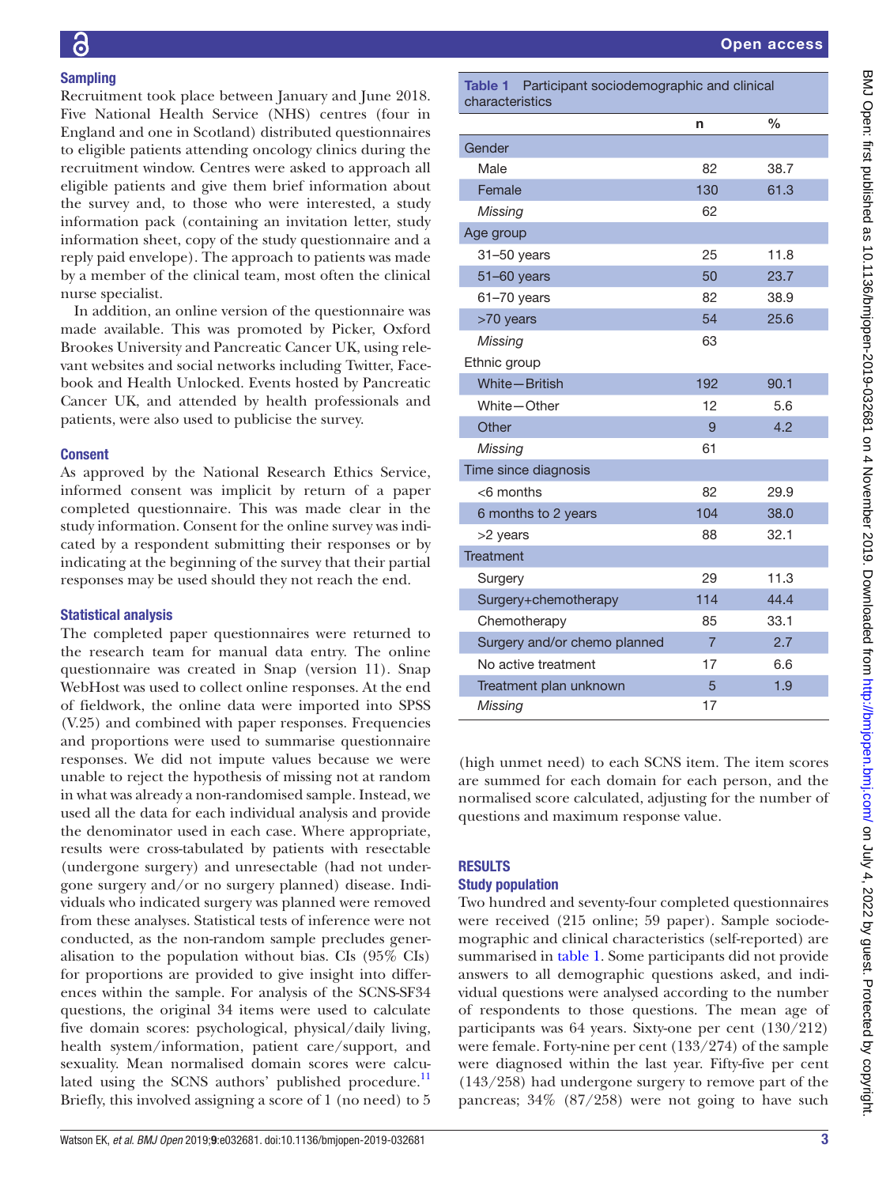## Sampling

Recruitment took place between January and June 2018. Five National Health Service (NHS) centres (four in England and one in Scotland) distributed questionnaires to eligible patients attending oncology clinics during the recruitment window. Centres were asked to approach all eligible patients and give them brief information about the survey and, to those who were interested, a study information pack (containing an invitation letter, study information sheet, copy of the study questionnaire and a reply paid envelope). The approach to patients was made by a member of the clinical team, most often the clinical nurse specialist.

In addition, an online version of the questionnaire was made available. This was promoted by Picker, Oxford Brookes University and Pancreatic Cancer UK, using relevant websites and social networks including Twitter, Facebook and Health Unlocked. Events hosted by Pancreatic Cancer UK, and attended by health professionals and patients, were also used to publicise the survey.

## Consent

As approved by the National Research Ethics Service, informed consent was implicit by return of a paper completed questionnaire. This was made clear in the study information. Consent for the online survey was indicated by a respondent submitting their responses or by indicating at the beginning of the survey that their partial responses may be used should they not reach the end.

## Statistical analysis

The completed paper questionnaires were returned to the research team for manual data entry. The online questionnaire was created in Snap (version 11). Snap WebHost was used to collect online responses. At the end of fieldwork, the online data were imported into SPSS (V.25) and combined with paper responses. Frequencies and proportions were used to summarise questionnaire responses. We did not impute values because we were unable to reject the hypothesis of missing not at random in what was already a non-randomised sample. Instead, we used all the data for each individual analysis and provide the denominator used in each case. Where appropriate, results were cross-tabulated by patients with resectable (undergone surgery) and unresectable (had not undergone surgery and/or no surgery planned) disease. Individuals who indicated surgery was planned were removed from these analyses. Statistical tests of inference were not conducted, as the non-random sample precludes generalisation to the population without bias. CIs (95% CIs) for proportions are provided to give insight into differences within the sample. For analysis of the SCNS-SF34 questions, the original 34 items were used to calculate five domain scores: psychological, physical/daily living, health system/information, patient care/support, and sexuality. Mean normalised domain scores were calculated using the SCNS authors' published procedure.[11] Briefly, this involved assigning a score of 1 (no need) to 5 (high unmet need) to each SCNS item. The item scores are summed for each domain for each person, and the normalised score calculated, adjusting for the number of questions and maximum response value.

**Table 1** Participant sociodemographic and clinical characteristics

| | n | % |
|---|---|---|
| Gender | | |
| Male | 82 | 38.7 |
| Female | 130 | 61.3 |
| *Missing* | 62 | |
| Age group | | |
| 31–50 years | 25 | 11.8 |
| 51–60 years | 50 | 23.7 |
| 61–70 years | 82 | 38.9 |
| >70 years | 54 | 25.6 |
| *Missing* | 63 | |
| Ethnic group | | |
| White—British | 192 | 90.1 |
| White—Other | 12 | 5.6 |
| Other | 9 | 4.2 |
| *Missing* | 61 | |
| Time since diagnosis | | |
| <6 months | 82 | 29.9 |
| 6 months to 2 years | 104 | 38.0 |
| >2 years | 88 | 32.1 |
| Treatment | | |
| Surgery | 29 | 11.3 |
| Surgery+chemotherapy | 114 | 44.4 |
| Chemotherapy | 85 | 33.1 |
| Surgery and/or chemo planned | 7 | 2.7 |
| No active treatment | 17 | 6.6 |
| Treatment plan unknown | 5 | 1.9 |
| *Missing* | 17 | |

## RESULTS

### Study population

Two hundred and seventy-four completed questionnaires were received (215 online; 59 paper). Sample sociodemographic and clinical characteristics (self-reported) are summarised in table 1. Some participants did not provide answers to all demographic questions asked, and individual questions were analysed according to the number of respondents to those questions. The mean age of participants was 64 years. Sixty-one per cent (130/212) were female. Forty-nine per cent (133/274) of the sample were diagnosed within the last year. Fifty-five per cent (143/258) had undergone surgery to remove part of the pancreas; 34% (87/258) were not going to have such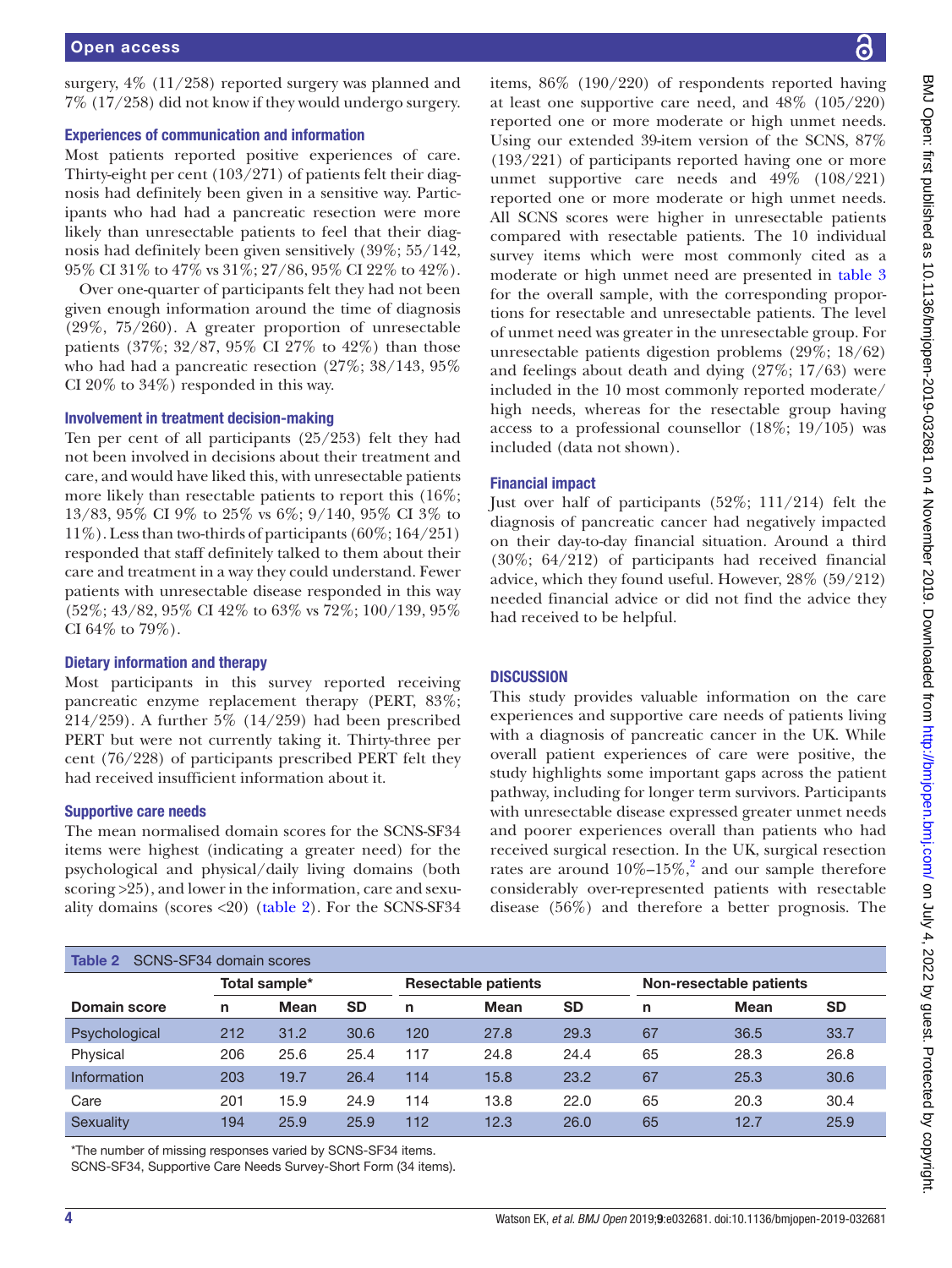surgery, 4% (11/258) reported surgery was planned and 7% (17/258) did not know if they would undergo surgery.

### Experiences of communication and information

Most patients reported positive experiences of care. Thirty-eight per cent (103/271) of patients felt their diagnosis had definitely been given in a sensitive way. Participants who had had a pancreatic resection were more likely than unresectable patients to feel that their diagnosis had definitely been given sensitively (39%; 55/142, 95% CI 31% to 47% vs 31%; 27/86, 95% CI 22% to 42%).

Over one-quarter of participants felt they had not been given enough information around the time of diagnosis (29%, 75/260). A greater proportion of unresectable patients (37%; 32/87, 95% CI 27% to 42%) than those who had had a pancreatic resection (27%; 38/143, 95% CI 20% to 34%) responded in this way.

### Involvement in treatment decision-making

Ten per cent of all participants (25/253) felt they had not been involved in decisions about their treatment and care, and would have liked this, with unresectable patients more likely than resectable patients to report this (16%; 13/83, 95% CI 9% to 25% vs 6%; 9/140, 95% CI 3% to 11%). Less than two-thirds of participants (60%; 164/251) responded that staff definitely talked to them about their care and treatment in a way they could understand. Fewer patients with unresectable disease responded in this way (52%; 43/82, 95% CI 42% to 63% vs 72%; 100/139, 95% CI 64% to 79%).

### Dietary information and therapy

Most participants in this survey reported receiving pancreatic enzyme replacement therapy (PERT, 83%; 214/259). A further 5% (14/259) had been prescribed PERT but were not currently taking it. Thirty-three per cent (76/228) of participants prescribed PERT felt they had received insufficient information about it.

### Supportive care needs

The mean normalised domain scores for the SCNS-SF34 items were highest (indicating a greater need) for the psychological and physical/daily living domains (both scoring >25), and lower in the information, care and sexuality domains (scores <20) (table 2). For the SCNS-SF34 items, 86% (190/220) of respondents reported having at least one supportive care need, and 48% (105/220) reported one or more moderate or high unmet needs. Using our extended 39-item version of the SCNS, 87% (193/221) of participants reported having one or more unmet supportive care needs and 49% (108/221) reported one or more moderate or high unmet needs. All SCNS scores were higher in unresectable patients compared with resectable patients. The 10 individual survey items which were most commonly cited as a moderate or high unmet need are presented in table 3 for the overall sample, with the corresponding proportions for resectable and unresectable patients. The level of unmet need was greater in the unresectable group. For unresectable patients digestion problems (29%; 18/62) and feelings about death and dying (27%; 17/63) were included in the 10 most commonly reported moderate/high needs, whereas for the resectable group having access to a professional counsellor (18%; 19/105) was included (data not shown).

### Financial impact

Just over half of participants (52%; 111/214) felt the diagnosis of pancreatic cancer had negatively impacted on their day-to-day financial situation. Around a third (30%; 64/212) of participants had received financial advice, which they found useful. However, 28% (59/212) needed financial advice or did not find the advice they had received to be helpful.

## DISCUSSION

This study provides valuable information on the care experiences and supportive care needs of patients living with a diagnosis of pancreatic cancer in the UK. While overall patient experiences of care were positive, the study highlights some important gaps across the patient pathway, including for longer term survivors. Participants with unresectable disease expressed greater unmet needs and poorer experiences overall than patients who had received surgical resection. In the UK, surgical resection rates are around 10%–15%,[2] and our sample therefore considerably over-represented patients with resectable disease (56%) and therefore a better prognosis. The

**Table 2** SCNS-SF34 domain scores

| | Total sample* | | | Resectable patients | | | Non-resectable patients | | |
|---|---|---|---|---|---|---|---|---|---|
| **Domain score** | **n** | **Mean** | **SD** | **n** | **Mean** | **SD** | **n** | **Mean** | **SD** |
| Psychological | 212 | 31.2 | 30.6 | 120 | 27.8 | 29.3 | 67 | 36.5 | 33.7 |
| Physical | 206 | 25.6 | 25.4 | 117 | 24.8 | 24.4 | 65 | 28.3 | 26.8 |
| Information | 203 | 19.7 | 26.4 | 114 | 15.8 | 23.2 | 67 | 25.3 | 30.6 |
| Care | 201 | 15.9 | 24.9 | 114 | 13.8 | 22.0 | 65 | 20.3 | 30.4 |
| Sexuality | 194 | 25.9 | 25.9 | 112 | 12.3 | 26.0 | 65 | 12.7 | 25.9 |

*The number of missing responses varied by SCNS-SF34 items.
SCNS-SF34, Supportive Care Needs Survey-Short Form (34 items).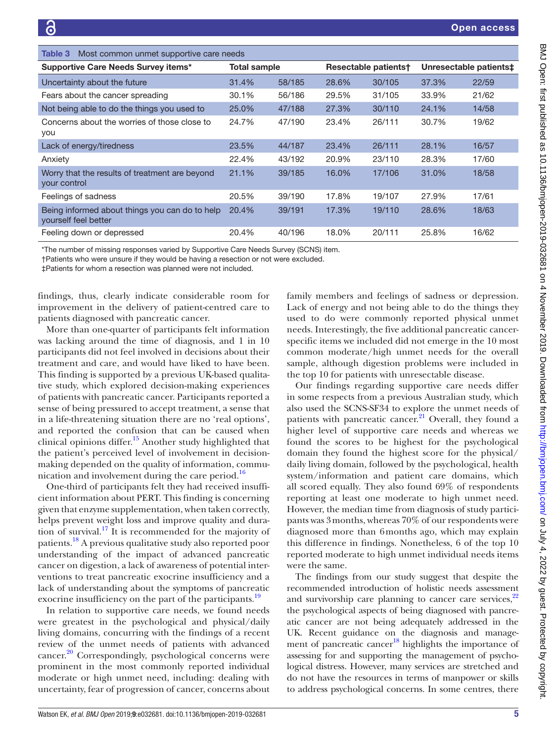Table 3 Most common unmet supportive care needs

| Supportive Care Needs Survey items* | Total sample | | Resectable patients† | | Unresectable patients‡ | |
|---|---|---|---|---|---|---|
| Uncertainty about the future | 31.4% | 58/185 | 28.6% | 30/105 | 37.3% | 22/59 |
| Fears about the cancer spreading | 30.1% | 56/186 | 29.5% | 31/105 | 33.9% | 21/62 |
| Not being able to do the things you used to | 25.0% | 47/188 | 27.3% | 30/110 | 24.1% | 14/58 |
| Concerns about the worries of those close to you | 24.7% | 47/190 | 23.4% | 26/111 | 30.7% | 19/62 |
| Lack of energy/tiredness | 23.5% | 44/187 | 23.4% | 26/111 | 28.1% | 16/57 |
| Anxiety | 22.4% | 43/192 | 20.9% | 23/110 | 28.3% | 17/60 |
| Worry that the results of treatment are beyond your control | 21.1% | 39/185 | 16.0% | 17/106 | 31.0% | 18/58 |
| Feelings of sadness | 20.5% | 39/190 | 17.8% | 19/107 | 27.9% | 17/61 |
| Being informed about things you can do to help yourself feel better | 20.4% | 39/191 | 17.3% | 19/110 | 28.6% | 18/63 |
| Feeling down or depressed | 20.4% | 40/196 | 18.0% | 20/111 | 25.8% | 16/62 |

*The number of missing responses varied by Supportive Care Needs Survey (SCNS) item.

†Patients who were unsure if they would be having a resection or not were excluded.

‡Patients for whom a resection was planned were not included.

findings, thus, clearly indicate considerable room for improvement in the delivery of patient-centred care to patients diagnosed with pancreatic cancer.

More than one-quarter of participants felt information was lacking around the time of diagnosis, and 1 in 10 participants did not feel involved in decisions about their treatment and care, and would have liked to have been. This finding is supported by a previous UK-based qualitative study, which explored decision-making experiences of patients with pancreatic cancer. Participants reported a sense of being pressured to accept treatment, a sense that in a life-threatening situation there are no 'real options', and reported the confusion that can be caused when clinical opinions differ.[15] Another study highlighted that the patient's perceived level of involvement in decision-making depended on the quality of information, communication and involvement during the care period.[16]

One-third of participants felt they had received insufficient information about PERT. This finding is concerning given that enzyme supplementation, when taken correctly, helps prevent weight loss and improve quality and duration of survival.[17] It is recommended for the majority of patients.[18] A previous qualitative study also reported poor understanding of the impact of advanced pancreatic cancer on digestion, a lack of awareness of potential interventions to treat pancreatic exocrine insufficiency and a lack of understanding about the symptoms of pancreatic exocrine insufficiency on the part of the participants.[19]

In relation to supportive care needs, we found needs were greatest in the psychological and physical/daily living domains, concurring with the findings of a recent review of the unmet needs of patients with advanced cancer.[20] Correspondingly, psychological concerns were prominent in the most commonly reported individual moderate or high unmet need, including: dealing with uncertainty, fear of progression of cancer, concerns about family members and feelings of sadness or depression. Lack of energy and not being able to do the things they used to do were commonly reported physical unmet needs. Interestingly, the five additional pancreatic cancer-specific items we included did not emerge in the 10 most common moderate/high unmet needs for the overall sample, although digestion problems were included in the top 10 for patients with unresectable disease.

Our findings regarding supportive care needs differ in some respects from a previous Australian study, which also used the SCNS-SF34 to explore the unmet needs of patients with pancreatic cancer.[21] Overall, they found a higher level of supportive care needs and whereas we found the scores to be highest for the psychological domain they found the highest score for the physical/daily living domain, followed by the psychological, health system/information and patient care domains, which all scored equally. They also found 69% of respondents reporting at least one moderate to high unmet need. However, the median time from diagnosis of study participants was 3 months, whereas 70% of our respondents were diagnosed more than 6 months ago, which may explain this difference in findings. Nonetheless, 6 of the top 10 reported moderate to high unmet individual needs items were the same.

The findings from our study suggest that despite the recommended introduction of holistic needs assessment and survivorship care planning to cancer care services,[22] the psychological aspects of being diagnosed with pancreatic cancer are not being adequately addressed in the UK. Recent guidance on the diagnosis and management of pancreatic cancer[18] highlights the importance of assessing for and supporting the management of psychological distress. However, many services are stretched and do not have the resources in terms of manpower or skills to address psychological concerns. In some centres, there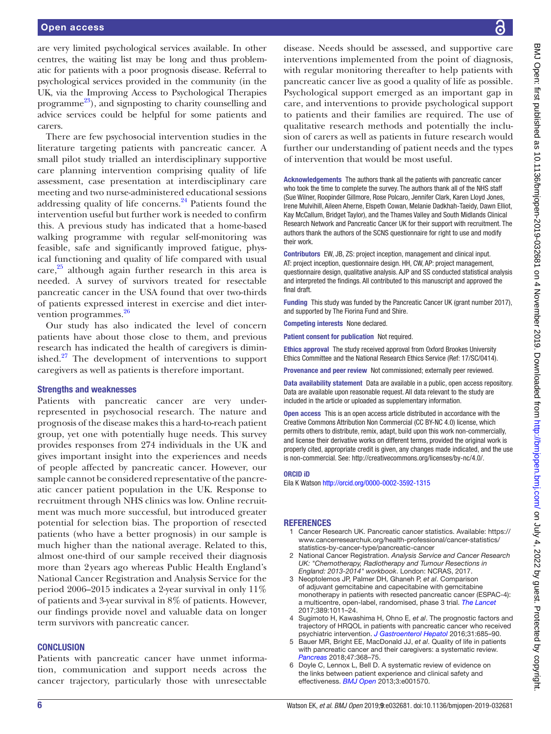are very limited psychological services available. In other centres, the waiting list may be long and thus problematic for patients with a poor prognosis disease. Referral to psychological services provided in the community (in the UK, via the Improving Access to Psychological Therapies programme[23]), and signposting to charity counselling and advice services could be helpful for some patients and carers.

There are few psychosocial intervention studies in the literature targeting patients with pancreatic cancer. A small pilot study trialled an interdisciplinary supportive care planning intervention comprising quality of life assessment, case presentation at interdisciplinary care meeting and two nurse-administered educational sessions addressing quality of life concerns.[24] Patients found the intervention useful but further work is needed to confirm this. A previous study has indicated that a home-based walking programme with regular self-monitoring was feasible, safe and significantly improved fatigue, physical functioning and quality of life compared with usual care,[25] although again further research in this area is needed. A survey of survivors treated for resectable pancreatic cancer in the USA found that over two-thirds of patients expressed interest in exercise and diet intervention programmes.[26]

Our study has also indicated the level of concern patients have about those close to them, and previous research has indicated the health of caregivers is diminished.[27] The development of interventions to support caregivers as well as patients is therefore important.

### Strengths and weaknesses

Patients with pancreatic cancer are very underrepresented in psychosocial research. The nature and prognosis of the disease makes this a hard-to-reach patient group, yet one with potentially huge needs. This survey provides responses from 274 individuals in the UK and gives important insight into the experiences and needs of people affected by pancreatic cancer. However, our sample cannot be considered representative of the pancreatic cancer patient population in the UK. Response to recruitment through NHS clinics was low. Online recruitment was much more successful, but introduced greater potential for selection bias. The proportion of resected patients (who have a better prognosis) in our sample is much higher than the national average. Related to this, almost one-third of our sample received their diagnosis more than 2 years ago whereas Public Health England's National Cancer Registration and Analysis Service for the period 2006–2015 indicates a 2-year survival in only 11% of patients and 3-year survival in 8% of patients. However, our findings provide novel and valuable data on longer term survivors with pancreatic cancer.

## CONCLUSION

Patients with pancreatic cancer have unmet information, communication and support needs across the cancer trajectory, particularly those with unresectable disease. Needs should be assessed, and supportive care interventions implemented from the point of diagnosis, with regular monitoring thereafter to help patients with pancreatic cancer live as good a quality of life as possible. Psychological support emerged as an important gap in care, and interventions to provide psychological support to patients and their families are required. The use of qualitative research methods and potentially the inclusion of carers as well as patients in future research would further our understanding of patient needs and the types of intervention that would be most useful.

**Acknowledgements** The authors thank all the patients with pancreatic cancer who took the time to complete the survey. The authors thank all of the NHS staff (Sue Wilner, Roopinder Gillmore, Rose Polcaro, Jennifer Clark, Karen Lloyd Jones, Irene Mulvihill, Aileen Aherne, Elspeth Cowan, Melanie Dadkhah-Taeidy, Dawn Elliot, Kay McCallum, Bridget Taylor), and the Thames Valley and South Midlands Clinical Research Network and Pancreatic Cancer UK for their support with recruitment. The authors thank the authors of the SCNS questionnaire for right to use and modify their work.

**Contributors** EW, JB, ZS: project inception, management and clinical input. AT: project inception, questionnaire design. HH, CW, AP: project management, questionnaire design, qualitative analysis. AJP and SS conducted statistical analysis and interpreted the findings. All contributed to this manuscript and approved the final draft.

**Funding** This study was funded by the Pancreatic Cancer UK (grant number 2017), and supported by The Fiorina Fund and Shire.

**Competing interests** None declared.

**Patient consent for publication** Not required.

**Ethics approval** The study received approval from Oxford Brookes University Ethics Committee and the National Research Ethics Service (Ref: 17/SC/0414).

**Provenance and peer review** Not commissioned; externally peer reviewed.

**Data availability statement** Data are available in a public, open access repository. Data are available upon reasonable request. All data relevant to the study are included in the article or uploaded as supplementary information.

**Open access** This is an open access article distributed in accordance with the Creative Commons Attribution Non Commercial (CC BY-NC 4.0) license, which permits others to distribute, remix, adapt, build upon this work non-commercially, and license their derivative works on different terms, provided the original work is properly cited, appropriate credit is given, any changes made indicated, and the use is non-commercial. See: http://creativecommons.org/licenses/by-nc/4.0/.

**ORCID iD**

Eila K Watson http://orcid.org/0000-0002-3592-1315

## REFERENCES

1. Cancer Research UK. Pancreatic cancer statistics. Available: https://www.cancerresearchuk.org/health-professional/cancer-statistics/statistics-by-cancer-type/pancreatic-cancer
2. National Cancer Registration. *Analysis Service and Cancer Research UK: "Chemotherapy, Radiotherapy and Tumour Resections in England: 2013-2014" workbook*. London: NCRAS, 2017.
3. Neoptolemos JP, Palmer DH, Ghaneh P, *et al*. Comparison of adjuvant gemcitabine and capecitabine with gemcitabine monotherapy in patients with resected pancreatic cancer (ESPAC-4): a multicentre, open-label, randomised, phase 3 trial. *The Lancet* 2017;389:1011–24.
4. Sugimoto H, Kawashima H, Ohno E, *et al*. The prognostic factors and trajectory of HRQOL in patients with pancreatic cancer who received psychiatric intervention. *J Gastroenterol Hepatol* 2016;31:685–90.
5. Bauer MR, Bright EE, MacDonald JJ, *et al*. Quality of life in patients with pancreatic cancer and their caregivers: a systematic review. *Pancreas* 2018;47:368–75.
6. Doyle C, Lennox L, Bell D. A systematic review of evidence on the links between patient experience and clinical safety and effectiveness. *BMJ Open* 2013;3:e001570.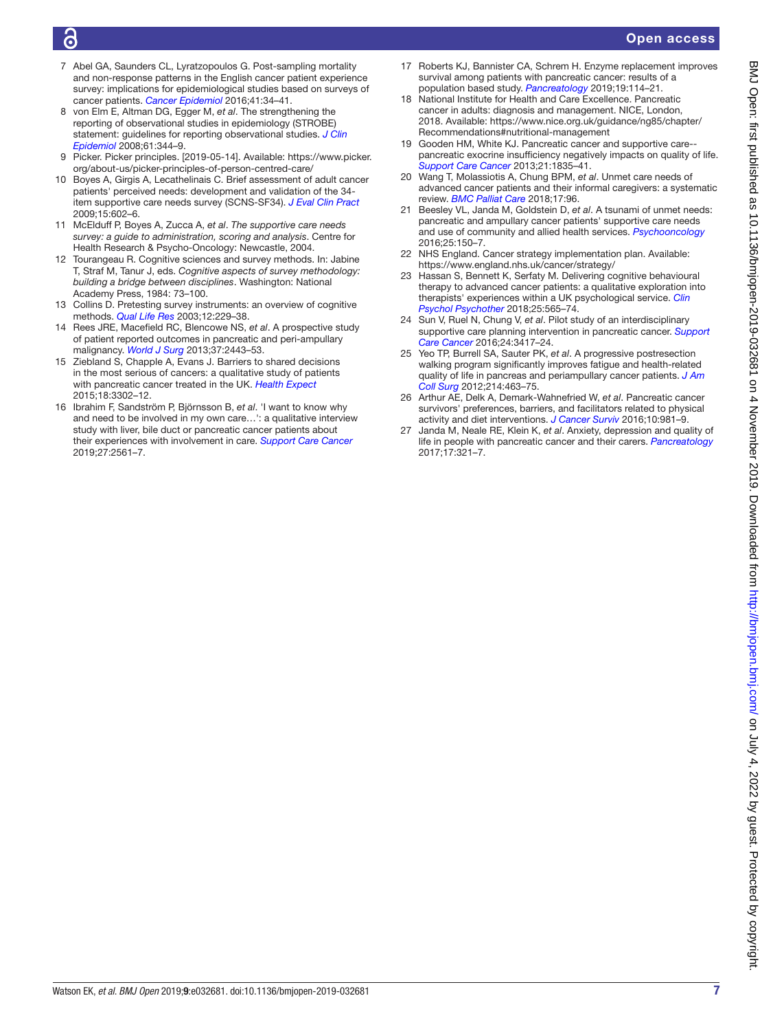7. Abel GA, Saunders CL, Lyratzopoulos G. Post-sampling mortality and non-response patterns in the English cancer patient experience survey: implications for epidemiological studies based on surveys of cancer patients. *Cancer Epidemiol* 2016;41:34–41.
8. von Elm E, Altman DG, Egger M, *et al*. The strengthening the reporting of observational studies in epidemiology (STROBE) statement: guidelines for reporting observational studies. *J Clin Epidemiol* 2008;61:344–9.
9. Picker. Picker principles. [2019-05-14]. Available: https://www.picker.org/about-us/picker-principles-of-person-centred-care/
10. Boyes A, Girgis A, Lecathelinais C. Brief assessment of adult cancer patients' perceived needs: development and validation of the 34-item supportive care needs survey (SCNS-SF34). *J Eval Clin Pract* 2009;15:602–6.
11. McElduff P, Boyes A, Zucca A, *et al*. *The supportive care needs survey: a guide to administration, scoring and analysis*. Centre for Health Research & Psycho-Oncology: Newcastle, 2004.
12. Tourangeau R. Cognitive sciences and survey methods. In: Jabine T, Straf M, Tanur J, eds. *Cognitive aspects of survey methodology: building a bridge between disciplines*. Washington: National Academy Press, 1984: 73–100.
13. Collins D. Pretesting survey instruments: an overview of cognitive methods. *Qual Life Res* 2003;12:229–38.
14. Rees JRE, Macefield RC, Blencowe NS, *et al*. A prospective study of patient reported outcomes in pancreatic and peri-ampullary malignancy. *World J Surg* 2013;37:2443–53.
15. Ziebland S, Chapple A, Evans J. Barriers to shared decisions in the most serious of cancers: a qualitative study of patients with pancreatic cancer treated in the UK. *Health Expect* 2015;18:3302–12.
16. Ibrahim F, Sandström P, Björnsson B, *et al*. 'I want to know why and need to be involved in my own care…': a qualitative interview study with liver, bile duct or pancreatic cancer patients about their experiences with involvement in care. *Support Care Cancer* 2019;27:2561–7.
17. Roberts KJ, Bannister CA, Schrem H. Enzyme replacement improves survival among patients with pancreatic cancer: results of a population based study. *Pancreatology* 2019;19:114–21.
18. National Institute for Health and Care Excellence. Pancreatic cancer in adults: diagnosis and management. NICE, London, 2018. Available: https://www.nice.org.uk/guidance/ng85/chapter/Recommendations#nutritional-management
19. Gooden HM, White KJ. Pancreatic cancer and supportive care--pancreatic exocrine insufficiency negatively impacts on quality of life. *Support Care Cancer* 2013;21:1835–41.
20. Wang T, Molassiotis A, Chung BPM, *et al*. Unmet care needs of advanced cancer patients and their informal caregivers: a systematic review. *BMC Palliat Care* 2018;17:96.
21. Beesley VL, Janda M, Goldstein D, *et al*. A tsunami of unmet needs: pancreatic and ampullary cancer patients' supportive care needs and use of community and allied health services. *Psychooncology* 2016;25:150–7.
22. NHS England. Cancer strategy implementation plan. Available: https://www.england.nhs.uk/cancer/strategy/
23. Hassan S, Bennett K, Serfaty M. Delivering cognitive behavioural therapy to advanced cancer patients: a qualitative exploration into therapists' experiences within a UK psychological service. *Clin Psychol Psychother* 2018;25:565–74.
24. Sun V, Ruel N, Chung V, *et al*. Pilot study of an interdisciplinary supportive care planning intervention in pancreatic cancer. *Support Care Cancer* 2016;24:3417–24.
25. Yeo TP, Burrell SA, Sauter PK, *et al*. A progressive postresection walking program significantly improves fatigue and health-related quality of life in pancreas and periampullary cancer patients. *J Am Coll Surg* 2012;214:463–75.
26. Arthur AE, Delk A, Demark-Wahnefried W, *et al*. Pancreatic cancer survivors' preferences, barriers, and facilitators related to physical activity and diet interventions. *J Cancer Surviv* 2016;10:981–9.
27. Janda M, Neale RE, Klein K, *et al*. Anxiety, depression and quality of life in people with pancreatic cancer and their carers. *Pancreatology* 2017;17:321–7.